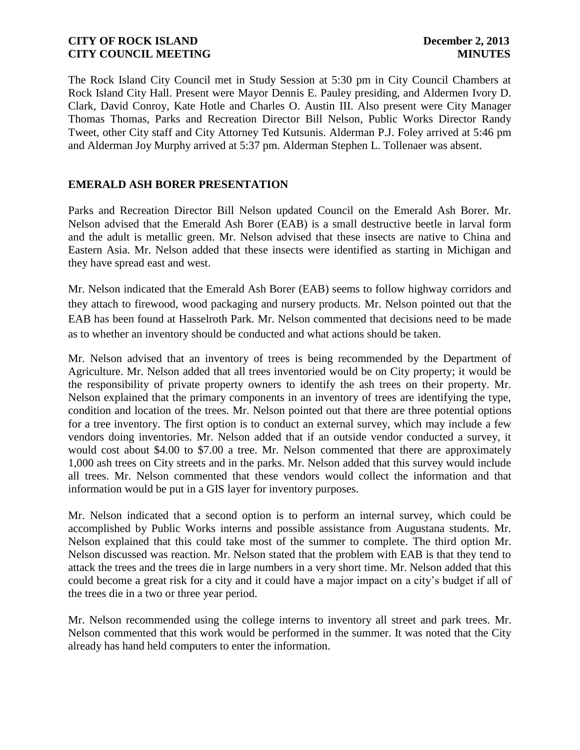The Rock Island City Council met in Study Session at 5:30 pm in City Council Chambers at Rock Island City Hall. Present were Mayor Dennis E. Pauley presiding, and Aldermen Ivory D. Clark, David Conroy, Kate Hotle and Charles O. Austin III. Also present were City Manager Thomas Thomas, Parks and Recreation Director Bill Nelson, Public Works Director Randy Tweet, other City staff and City Attorney Ted Kutsunis. Alderman P.J. Foley arrived at 5:46 pm and Alderman Joy Murphy arrived at 5:37 pm. Alderman Stephen L. Tollenaer was absent.

## EMERALD ASH BORER PRESENTATION

Parks and Recreation Director Bill Nelson updated Council on the Emerald Ash Borer. Mr. Nelson advised that the Emerald Ash Borer (EAB) is a small destructive beetle in larval form and the adult is metallic green. Mr. Nelson advised that these insects are native to China and Eastern Asia. Mr. Nelson added that these insects were identified as starting in Michigan and they have spread east and west.

Mr. Nelson indicated that the Emerald Ash Borer (EAB) seems to follow highway corridors and they attach to firewood, wood packaging and nursery products. Mr. Nelson pointed out that the EAB has been found at Hasselroth Park. Mr. Nelson commented that decisions need to be made as to whether an inventory should be conducted and what actions should be taken.

Mr. Nelson advised that an inventory of trees is being recommended by the Department of Agriculture. Mr. Nelson added that all trees inventoried would be on City property; it would be the responsibility of private property owners to identify the ash trees on their property. Mr. Nelson explained that the primary components in an inventory of trees are identifying the type, condition and location of the trees. Mr. Nelson pointed out that there are three potential options for a tree inventory. The first option is to conduct an external survey, which may include a few vendors doing inventories. Mr. Nelson added that if an outside vendor conducted a survey, it would cost about $4.00 to $7.00 a tree. Mr. Nelson commented that there are approximately 1,000 ash trees on City streets and in the parks. Mr. Nelson added that this survey would include all trees. Mr. Nelson commented that these vendors would collect the information and that information would be put in a GIS layer for inventory purposes.

Mr. Nelson indicated that a second option is to perform an internal survey, which could be accomplished by Public Works interns and possible assistance from Augustana students. Mr. Nelson explained that this could take most of the summer to complete. The third option Mr. Nelson discussed was reaction. Mr. Nelson stated that the problem with EAB is that they tend to attack the trees and the trees die in large numbers in a very short time. Mr. Nelson added that this could become a great risk for a city and it could have a major impact on a city's budget if all of the trees die in a two or three year period.

Mr. Nelson recommended using the college interns to inventory all street and park trees. Mr. Nelson commented that this work would be performed in the summer. It was noted that the City already has hand held computers to enter the information.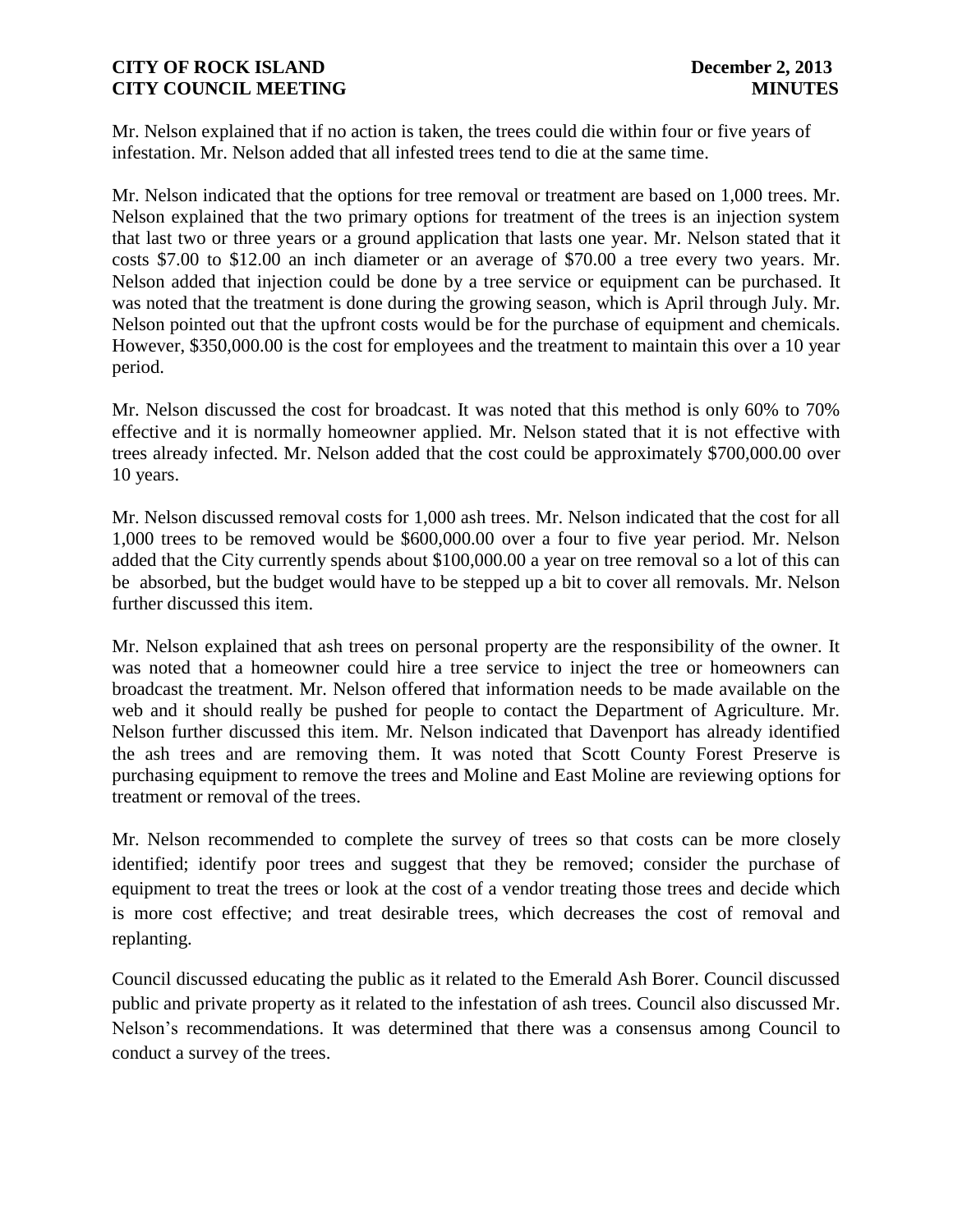Mr. Nelson explained that if no action is taken, the trees could die within four or five years of infestation. Mr. Nelson added that all infested trees tend to die at the same time.

Mr. Nelson indicated that the options for tree removal or treatment are based on 1,000 trees. Mr. Nelson explained that the two primary options for treatment of the trees is an injection system that last two or three years or a ground application that lasts one year. Mr. Nelson stated that it costs $7.00 to $12.00 an inch diameter or an average of $70.00 a tree every two years. Mr. Nelson added that injection could be done by a tree service or equipment can be purchased. It was noted that the treatment is done during the growing season, which is April through July. Mr. Nelson pointed out that the upfront costs would be for the purchase of equipment and chemicals. However, $350,000.00 is the cost for employees and the treatment to maintain this over a 10 year period.

Mr. Nelson discussed the cost for broadcast. It was noted that this method is only 60% to 70% effective and it is normally homeowner applied. Mr. Nelson stated that it is not effective with trees already infected. Mr. Nelson added that the cost could be approximately $700,000.00 over 10 years.

Mr. Nelson discussed removal costs for 1,000 ash trees. Mr. Nelson indicated that the cost for all 1,000 trees to be removed would be $600,000.00 over a four to five year period. Mr. Nelson added that the City currently spends about $100,000.00 a year on tree removal so a lot of this can be absorbed, but the budget would have to be stepped up a bit to cover all removals. Mr. Nelson further discussed this item.

Mr. Nelson explained that ash trees on personal property are the responsibility of the owner. It was noted that a homeowner could hire a tree service to inject the tree or homeowners can broadcast the treatment. Mr. Nelson offered that information needs to be made available on the web and it should really be pushed for people to contact the Department of Agriculture. Mr. Nelson further discussed this item. Mr. Nelson indicated that Davenport has already identified the ash trees and are removing them. It was noted that Scott County Forest Preserve is purchasing equipment to remove the trees and Moline and East Moline are reviewing options for treatment or removal of the trees.

Mr. Nelson recommended to complete the survey of trees so that costs can be more closely identified; identify poor trees and suggest that they be removed; consider the purchase of equipment to treat the trees or look at the cost of a vendor treating those trees and decide which is more cost effective; and treat desirable trees, which decreases the cost of removal and replanting.

Council discussed educating the public as it related to the Emerald Ash Borer. Council discussed public and private property as it related to the infestation of ash trees. Council also discussed Mr. Nelson's recommendations. It was determined that there was a consensus among Council to conduct a survey of the trees.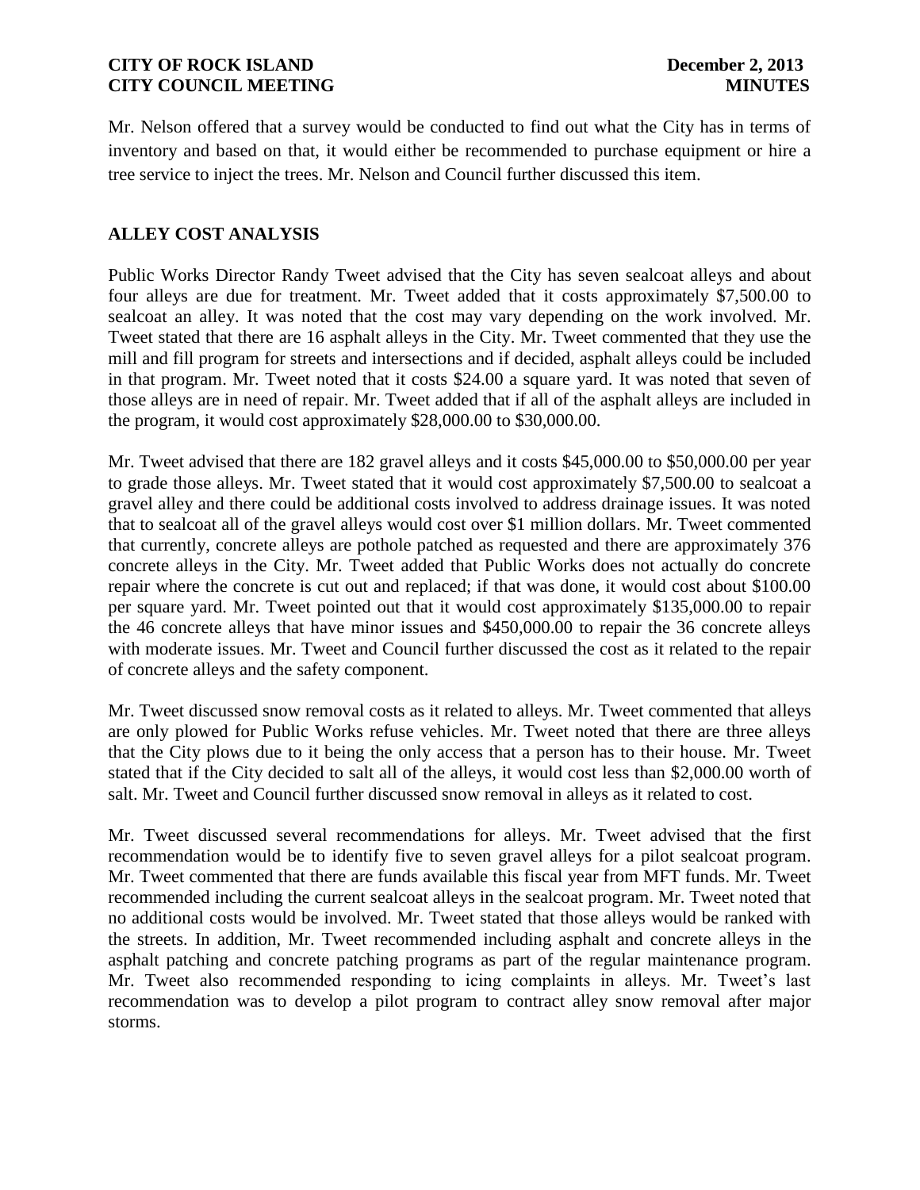Mr. Nelson offered that a survey would be conducted to find out what the City has in terms of inventory and based on that, it would either be recommended to purchase equipment or hire a tree service to inject the trees. Mr. Nelson and Council further discussed this item.

## ALLEY COST ANALYSIS

Public Works Director Randy Tweet advised that the City has seven sealcoat alleys and about four alleys are due for treatment. Mr. Tweet added that it costs approximately $7,500.00 to sealcoat an alley. It was noted that the cost may vary depending on the work involved. Mr. Tweet stated that there are 16 asphalt alleys in the City. Mr. Tweet commented that they use the mill and fill program for streets and intersections and if decided, asphalt alleys could be included in that program. Mr. Tweet noted that it costs $24.00 a square yard. It was noted that seven of those alleys are in need of repair. Mr. Tweet added that if all of the asphalt alleys are included in the program, it would cost approximately $28,000.00 to $30,000.00.

Mr. Tweet advised that there are 182 gravel alleys and it costs $45,000.00 to $50,000.00 per year to grade those alleys. Mr. Tweet stated that it would cost approximately $7,500.00 to sealcoat a gravel alley and there could be additional costs involved to address drainage issues. It was noted that to sealcoat all of the gravel alleys would cost over $1 million dollars. Mr. Tweet commented that currently, concrete alleys are pothole patched as requested and there are approximately 376 concrete alleys in the City. Mr. Tweet added that Public Works does not actually do concrete repair where the concrete is cut out and replaced; if that was done, it would cost about $100.00 per square yard. Mr. Tweet pointed out that it would cost approximately $135,000.00 to repair the 46 concrete alleys that have minor issues and $450,000.00 to repair the 36 concrete alleys with moderate issues. Mr. Tweet and Council further discussed the cost as it related to the repair of concrete alleys and the safety component.

Mr. Tweet discussed snow removal costs as it related to alleys. Mr. Tweet commented that alleys are only plowed for Public Works refuse vehicles. Mr. Tweet noted that there are three alleys that the City plows due to it being the only access that a person has to their house. Mr. Tweet stated that if the City decided to salt all of the alleys, it would cost less than $2,000.00 worth of salt. Mr. Tweet and Council further discussed snow removal in alleys as it related to cost.

Mr. Tweet discussed several recommendations for alleys. Mr. Tweet advised that the first recommendation would be to identify five to seven gravel alleys for a pilot sealcoat program. Mr. Tweet commented that there are funds available this fiscal year from MFT funds. Mr. Tweet recommended including the current sealcoat alleys in the sealcoat program. Mr. Tweet noted that no additional costs would be involved. Mr. Tweet stated that those alleys would be ranked with the streets. In addition, Mr. Tweet recommended including asphalt and concrete alleys in the asphalt patching and concrete patching programs as part of the regular maintenance program. Mr. Tweet also recommended responding to icing complaints in alleys. Mr. Tweet's last recommendation was to develop a pilot program to contract alley snow removal after major storms.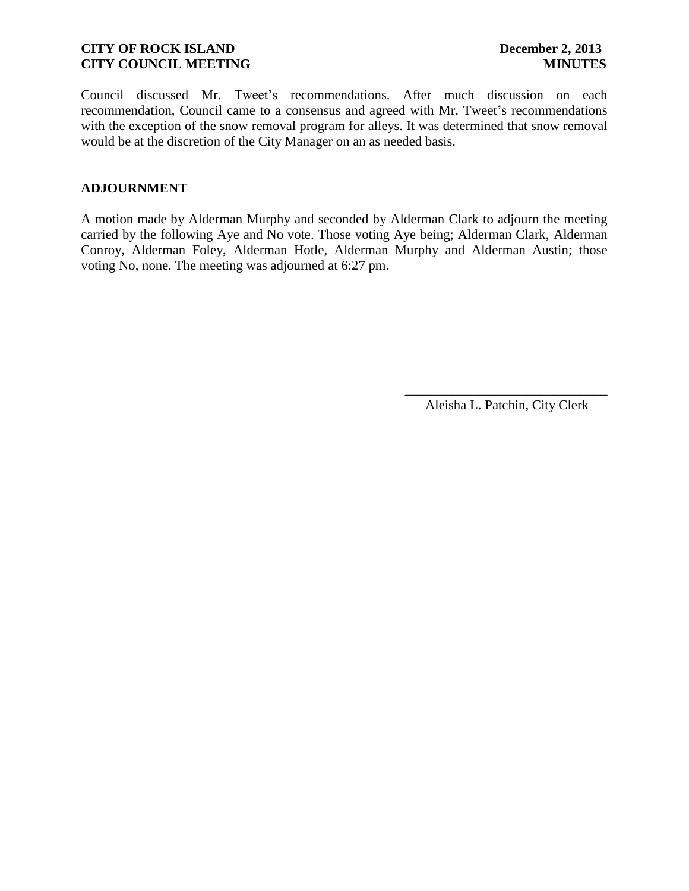Council discussed Mr. Tweet's recommendations. After much discussion on each recommendation, Council came to a consensus and agreed with Mr. Tweet's recommendations with the exception of the snow removal program for alleys. It was determined that snow removal would be at the discretion of the City Manager on an as needed basis.

## ADJOURNMENT

A motion made by Alderman Murphy and seconded by Alderman Clark to adjourn the meeting carried by the following Aye and No vote. Those voting Aye being; Alderman Clark, Alderman Conroy, Alderman Foley, Alderman Hotle, Alderman Murphy and Alderman Austin; those voting No, none. The meeting was adjourned at 6:27 pm.

\_\_\_\_\_\_\_\_\_\_\_\_\_\_\_\_\_\_\_\_\_\_\_\_\_\_\_\_\_\_

Aleisha L. Patchin, City Clerk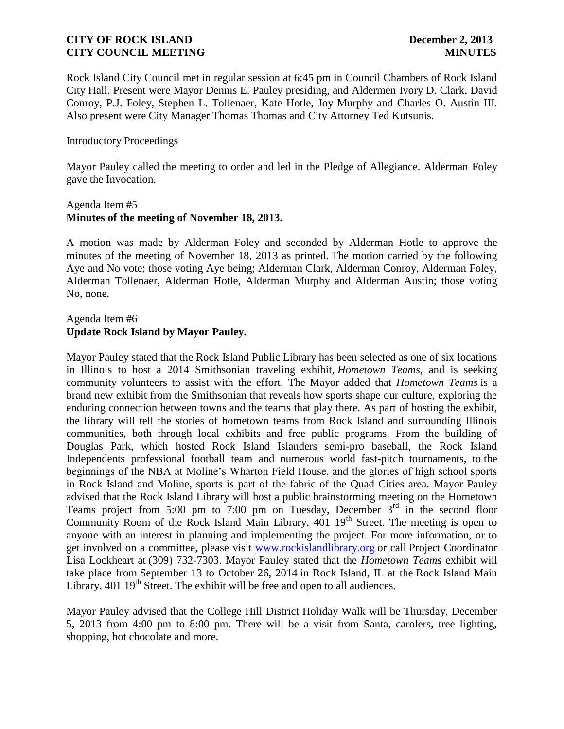Rock Island City Council met in regular session at 6:45 pm in Council Chambers of Rock Island City Hall. Present were Mayor Dennis E. Pauley presiding, and Aldermen Ivory D. Clark, David Conroy, P.J. Foley, Stephen L. Tollenaer, Kate Hotle, Joy Murphy and Charles O. Austin III. Also present were City Manager Thomas Thomas and City Attorney Ted Kutsunis.

Introductory Proceedings

Mayor Pauley called the meeting to order and led in the Pledge of Allegiance. Alderman Foley gave the Invocation.

Agenda Item #5
**Minutes of the meeting of November 18, 2013.**

A motion was made by Alderman Foley and seconded by Alderman Hotle to approve the minutes of the meeting of November 18, 2013 as printed. The motion carried by the following Aye and No vote; those voting Aye being; Alderman Clark, Alderman Conroy, Alderman Foley, Alderman Tollenaer, Alderman Hotle, Alderman Murphy and Alderman Austin; those voting No, none.

Agenda Item #6
**Update Rock Island by Mayor Pauley.**

Mayor Pauley stated that the Rock Island Public Library has been selected as one of six locations in Illinois to host a 2014 Smithsonian traveling exhibit, *Hometown Teams*, and is seeking community volunteers to assist with the effort. The Mayor added that *Hometown Teams* is a brand new exhibit from the Smithsonian that reveals how sports shape our culture, exploring the enduring connection between towns and the teams that play there. As part of hosting the exhibit, the library will tell the stories of hometown teams from Rock Island and surrounding Illinois communities, both through local exhibits and free public programs. From the building of Douglas Park, which hosted Rock Island Islanders semi-pro baseball, the Rock Island Independents professional football team and numerous world fast-pitch tournaments, to the beginnings of the NBA at Moline's Wharton Field House, and the glories of high school sports in Rock Island and Moline, sports is part of the fabric of the Quad Cities area. Mayor Pauley advised that the Rock Island Library will host a public brainstorming meeting on the Hometown Teams project from 5:00 pm to 7:00 pm on Tuesday, December 3rd in the second floor Community Room of the Rock Island Main Library, 401 19th Street. The meeting is open to anyone with an interest in planning and implementing the project. For more information, or to get involved on a committee, please visit www.rockislandlibrary.org or call Project Coordinator Lisa Lockheart at (309) 732-7303. Mayor Pauley stated that the *Hometown Teams* exhibit will take place from September 13 to October 26, 2014 in Rock Island, IL at the Rock Island Main Library, 401 19th Street. The exhibit will be free and open to all audiences.

Mayor Pauley advised that the College Hill District Holiday Walk will be Thursday, December 5, 2013 from 4:00 pm to 8:00 pm. There will be a visit from Santa, carolers, tree lighting, shopping, hot chocolate and more.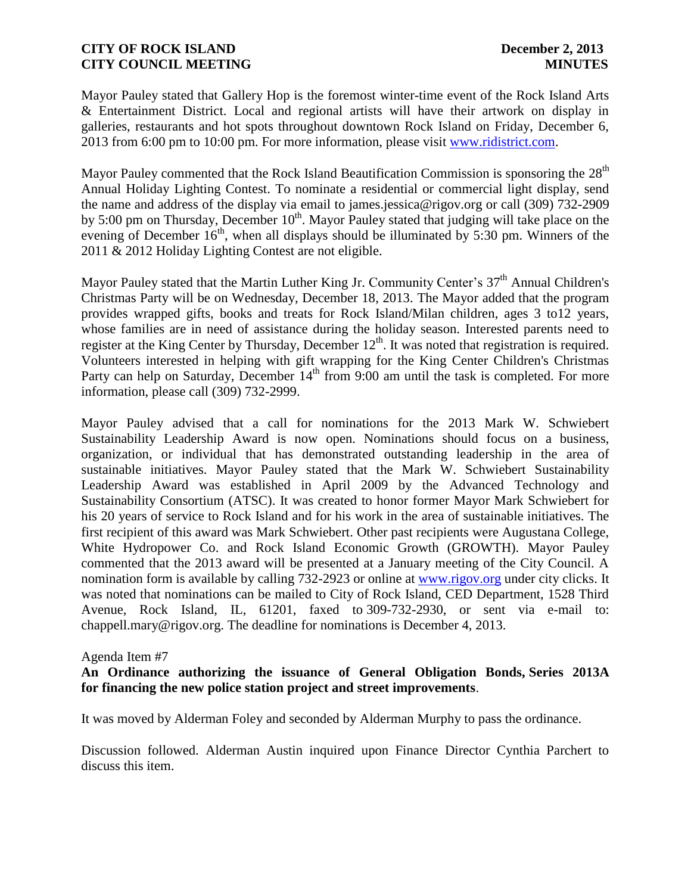Mayor Pauley stated that Gallery Hop is the foremost winter-time event of the Rock Island Arts & Entertainment District. Local and regional artists will have their artwork on display in galleries, restaurants and hot spots throughout downtown Rock Island on Friday, December 6, 2013 from 6:00 pm to 10:00 pm. For more information, please visit www.ridistrict.com.

Mayor Pauley commented that the Rock Island Beautification Commission is sponsoring the 28th Annual Holiday Lighting Contest. To nominate a residential or commercial light display, send the name and address of the display via email to james.jessica@rigov.org or call (309) 732-2909 by 5:00 pm on Thursday, December 10th. Mayor Pauley stated that judging will take place on the evening of December 16th, when all displays should be illuminated by 5:30 pm. Winners of the 2011 & 2012 Holiday Lighting Contest are not eligible.

Mayor Pauley stated that the Martin Luther King Jr. Community Center's 37th Annual Children's Christmas Party will be on Wednesday, December 18, 2013. The Mayor added that the program provides wrapped gifts, books and treats for Rock Island/Milan children, ages 3 to12 years, whose families are in need of assistance during the holiday season. Interested parents need to register at the King Center by Thursday, December 12th. It was noted that registration is required. Volunteers interested in helping with gift wrapping for the King Center Children's Christmas Party can help on Saturday, December 14th from 9:00 am until the task is completed. For more information, please call (309) 732-2999.

Mayor Pauley advised that a call for nominations for the 2013 Mark W. Schwiebert Sustainability Leadership Award is now open. Nominations should focus on a business, organization, or individual that has demonstrated outstanding leadership in the area of sustainable initiatives. Mayor Pauley stated that the Mark W. Schwiebert Sustainability Leadership Award was established in April 2009 by the Advanced Technology and Sustainability Consortium (ATSC). It was created to honor former Mayor Mark Schwiebert for his 20 years of service to Rock Island and for his work in the area of sustainable initiatives. The first recipient of this award was Mark Schwiebert. Other past recipients were Augustana College, White Hydropower Co. and Rock Island Economic Growth (GROWTH). Mayor Pauley commented that the 2013 award will be presented at a January meeting of the City Council. A nomination form is available by calling 732-2923 or online at www.rigov.org under city clicks. It was noted that nominations can be mailed to City of Rock Island, CED Department, 1528 Third Avenue, Rock Island, IL, 61201, faxed to 309-732-2930, or sent via e-mail to: chappell.mary@rigov.org. The deadline for nominations is December 4, 2013.

Agenda Item #7

**An Ordinance authorizing the issuance of General Obligation Bonds, Series 2013A for financing the new police station project and street improvements**.

It was moved by Alderman Foley and seconded by Alderman Murphy to pass the ordinance.

Discussion followed. Alderman Austin inquired upon Finance Director Cynthia Parchert to discuss this item.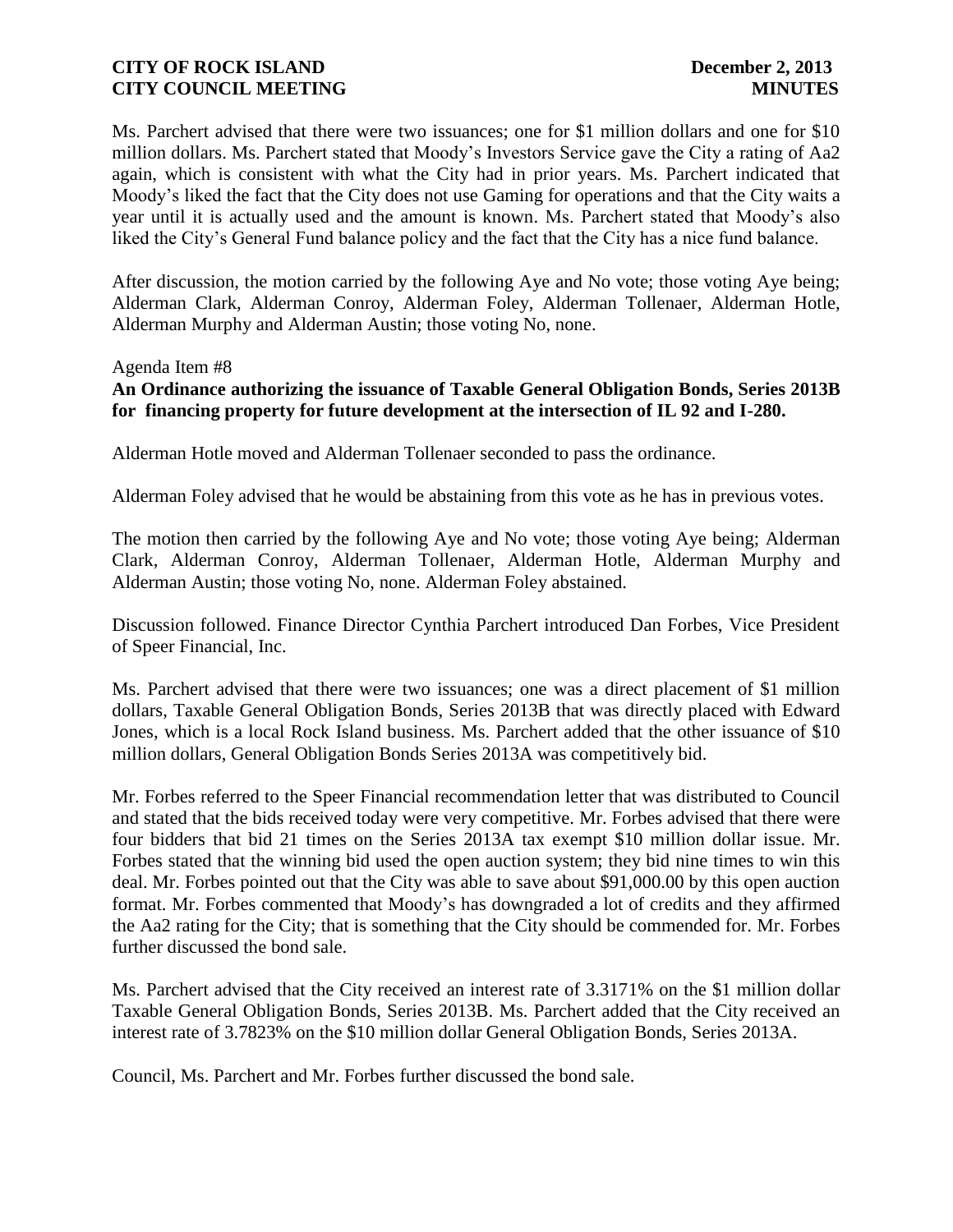Ms. Parchert advised that there were two issuances; one for \$1 million dollars and one for \$10 million dollars. Ms. Parchert stated that Moody's Investors Service gave the City a rating of Aa2 again, which is consistent with what the City had in prior years. Ms. Parchert indicated that Moody's liked the fact that the City does not use Gaming for operations and that the City waits a year until it is actually used and the amount is known. Ms. Parchert stated that Moody's also liked the City's General Fund balance policy and the fact that the City has a nice fund balance.

After discussion, the motion carried by the following Aye and No vote; those voting Aye being; Alderman Clark, Alderman Conroy, Alderman Foley, Alderman Tollenaer, Alderman Hotle, Alderman Murphy and Alderman Austin; those voting No, none.

Agenda Item #8

**An Ordinance authorizing the issuance of Taxable General Obligation Bonds, Series 2013B for financing property for future development at the intersection of IL 92 and I-280.**

Alderman Hotle moved and Alderman Tollenaer seconded to pass the ordinance.

Alderman Foley advised that he would be abstaining from this vote as he has in previous votes.

The motion then carried by the following Aye and No vote; those voting Aye being; Alderman Clark, Alderman Conroy, Alderman Tollenaer, Alderman Hotle, Alderman Murphy and Alderman Austin; those voting No, none. Alderman Foley abstained.

Discussion followed. Finance Director Cynthia Parchert introduced Dan Forbes, Vice President of Speer Financial, Inc.

Ms. Parchert advised that there were two issuances; one was a direct placement of \$1 million dollars, Taxable General Obligation Bonds, Series 2013B that was directly placed with Edward Jones, which is a local Rock Island business. Ms. Parchert added that the other issuance of \$10 million dollars, General Obligation Bonds Series 2013A was competitively bid.

Mr. Forbes referred to the Speer Financial recommendation letter that was distributed to Council and stated that the bids received today were very competitive. Mr. Forbes advised that there were four bidders that bid 21 times on the Series 2013A tax exempt \$10 million dollar issue. Mr. Forbes stated that the winning bid used the open auction system; they bid nine times to win this deal. Mr. Forbes pointed out that the City was able to save about \$91,000.00 by this open auction format. Mr. Forbes commented that Moody's has downgraded a lot of credits and they affirmed the Aa2 rating for the City; that is something that the City should be commended for. Mr. Forbes further discussed the bond sale.

Ms. Parchert advised that the City received an interest rate of 3.3171% on the \$1 million dollar Taxable General Obligation Bonds, Series 2013B. Ms. Parchert added that the City received an interest rate of 3.7823% on the \$10 million dollar General Obligation Bonds, Series 2013A.

Council, Ms. Parchert and Mr. Forbes further discussed the bond sale.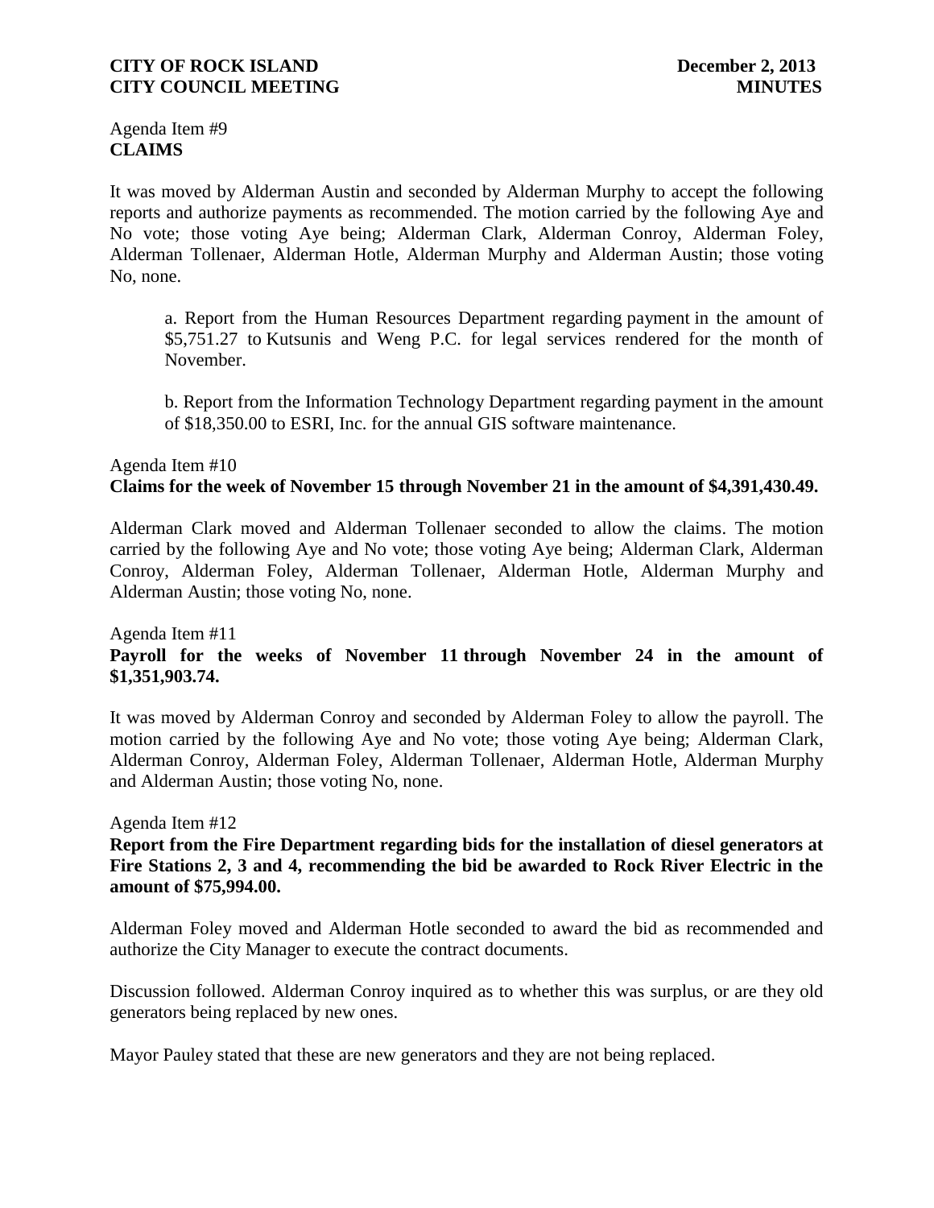Agenda Item #9
**CLAIMS**

It was moved by Alderman Austin and seconded by Alderman Murphy to accept the following reports and authorize payments as recommended. The motion carried by the following Aye and No vote; those voting Aye being; Alderman Clark, Alderman Conroy, Alderman Foley, Alderman Tollenaer, Alderman Hotle, Alderman Murphy and Alderman Austin; those voting No, none.

a. Report from the Human Resources Department regarding payment in the amount of $5,751.27 to Kutsunis and Weng P.C. for legal services rendered for the month of November.

b. Report from the Information Technology Department regarding payment in the amount of $18,350.00 to ESRI, Inc. for the annual GIS software maintenance.

Agenda Item #10
**Claims for the week of November 15 through November 21 in the amount of $4,391,430.49.**

Alderman Clark moved and Alderman Tollenaer seconded to allow the claims. The motion carried by the following Aye and No vote; those voting Aye being; Alderman Clark, Alderman Conroy, Alderman Foley, Alderman Tollenaer, Alderman Hotle, Alderman Murphy and Alderman Austin; those voting No, none.

Agenda Item #11
**Payroll for the weeks of November 11 through November 24 in the amount of $1,351,903.74.**

It was moved by Alderman Conroy and seconded by Alderman Foley to allow the payroll. The motion carried by the following Aye and No vote; those voting Aye being; Alderman Clark, Alderman Conroy, Alderman Foley, Alderman Tollenaer, Alderman Hotle, Alderman Murphy and Alderman Austin; those voting No, none.

Agenda Item #12
**Report from the Fire Department regarding bids for the installation of diesel generators at Fire Stations 2, 3 and 4, recommending the bid be awarded to Rock River Electric in the amount of $75,994.00.**

Alderman Foley moved and Alderman Hotle seconded to award the bid as recommended and authorize the City Manager to execute the contract documents.

Discussion followed. Alderman Conroy inquired as to whether this was surplus, or are they old generators being replaced by new ones.

Mayor Pauley stated that these are new generators and they are not being replaced.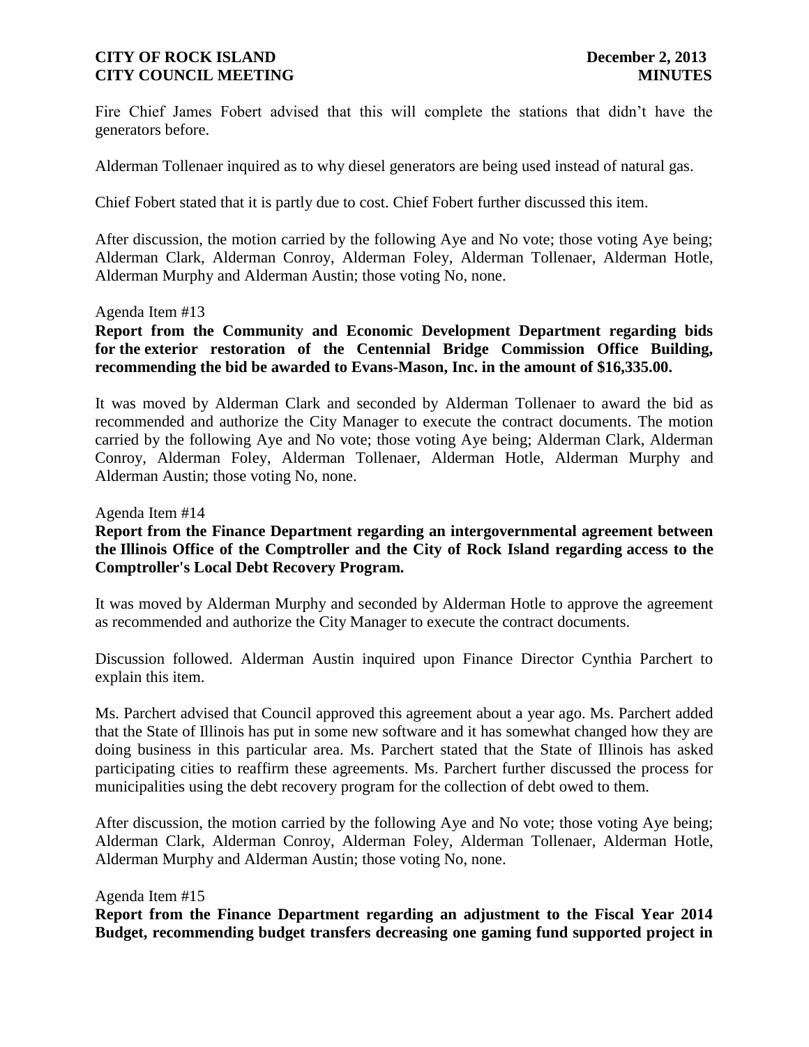Fire Chief James Fobert advised that this will complete the stations that didn't have the generators before.

Alderman Tollenaer inquired as to why diesel generators are being used instead of natural gas.

Chief Fobert stated that it is partly due to cost. Chief Fobert further discussed this item.

After discussion, the motion carried by the following Aye and No vote; those voting Aye being; Alderman Clark, Alderman Conroy, Alderman Foley, Alderman Tollenaer, Alderman Hotle, Alderman Murphy and Alderman Austin; those voting No, none.

Agenda Item #13

**Report from the Community and Economic Development Department regarding bids for the exterior restoration of the Centennial Bridge Commission Office Building, recommending the bid be awarded to Evans-Mason, Inc. in the amount of $16,335.00.**

It was moved by Alderman Clark and seconded by Alderman Tollenaer to award the bid as recommended and authorize the City Manager to execute the contract documents. The motion carried by the following Aye and No vote; those voting Aye being; Alderman Clark, Alderman Conroy, Alderman Foley, Alderman Tollenaer, Alderman Hotle, Alderman Murphy and Alderman Austin; those voting No, none.

Agenda Item #14

**Report from the Finance Department regarding an intergovernmental agreement between the Illinois Office of the Comptroller and the City of Rock Island regarding access to the Comptroller's Local Debt Recovery Program.**

It was moved by Alderman Murphy and seconded by Alderman Hotle to approve the agreement as recommended and authorize the City Manager to execute the contract documents.

Discussion followed. Alderman Austin inquired upon Finance Director Cynthia Parchert to explain this item.

Ms. Parchert advised that Council approved this agreement about a year ago. Ms. Parchert added that the State of Illinois has put in some new software and it has somewhat changed how they are doing business in this particular area. Ms. Parchert stated that the State of Illinois has asked participating cities to reaffirm these agreements. Ms. Parchert further discussed the process for municipalities using the debt recovery program for the collection of debt owed to them.

After discussion, the motion carried by the following Aye and No vote; those voting Aye being; Alderman Clark, Alderman Conroy, Alderman Foley, Alderman Tollenaer, Alderman Hotle, Alderman Murphy and Alderman Austin; those voting No, none.

Agenda Item #15

**Report from the Finance Department regarding an adjustment to the Fiscal Year 2014 Budget, recommending budget transfers decreasing one gaming fund supported project in**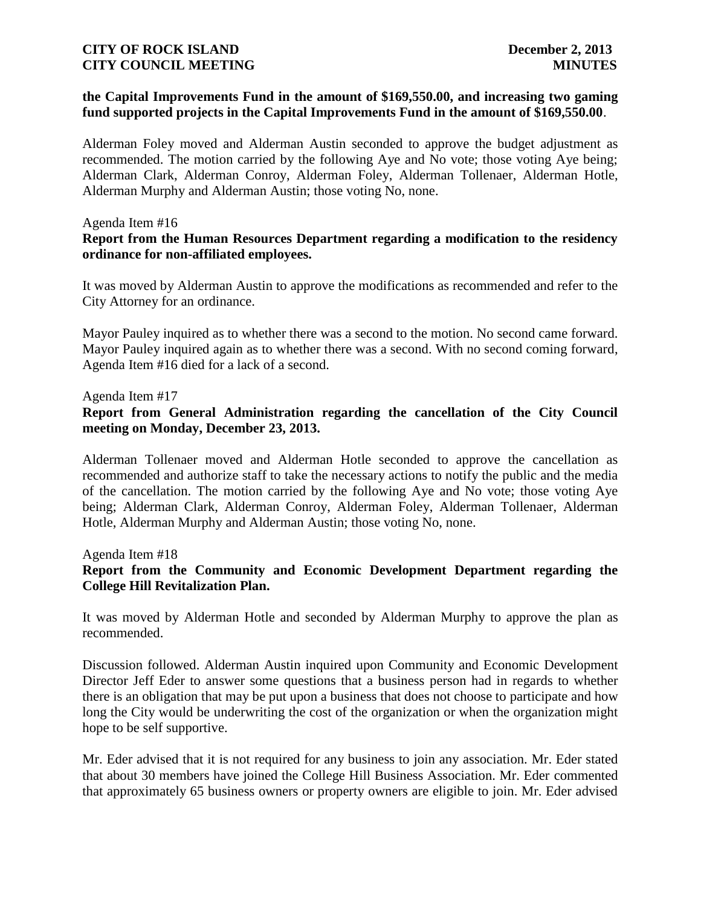**the Capital Improvements Fund in the amount of $169,550.00, and increasing two gaming fund supported projects in the Capital Improvements Fund in the amount of $169,550.00**.

Alderman Foley moved and Alderman Austin seconded to approve the budget adjustment as recommended. The motion carried by the following Aye and No vote; those voting Aye being; Alderman Clark, Alderman Conroy, Alderman Foley, Alderman Tollenaer, Alderman Hotle, Alderman Murphy and Alderman Austin; those voting No, none.

Agenda Item #16

**Report from the Human Resources Department regarding a modification to the residency ordinance for non-affiliated employees.**

It was moved by Alderman Austin to approve the modifications as recommended and refer to the City Attorney for an ordinance.

Mayor Pauley inquired as to whether there was a second to the motion. No second came forward. Mayor Pauley inquired again as to whether there was a second. With no second coming forward, Agenda Item #16 died for a lack of a second.

Agenda Item #17

**Report from General Administration regarding the cancellation of the City Council meeting on Monday, December 23, 2013.**

Alderman Tollenaer moved and Alderman Hotle seconded to approve the cancellation as recommended and authorize staff to take the necessary actions to notify the public and the media of the cancellation. The motion carried by the following Aye and No vote; those voting Aye being; Alderman Clark, Alderman Conroy, Alderman Foley, Alderman Tollenaer, Alderman Hotle, Alderman Murphy and Alderman Austin; those voting No, none.

Agenda Item #18

**Report from the Community and Economic Development Department regarding the College Hill Revitalization Plan.**

It was moved by Alderman Hotle and seconded by Alderman Murphy to approve the plan as recommended.

Discussion followed. Alderman Austin inquired upon Community and Economic Development Director Jeff Eder to answer some questions that a business person had in regards to whether there is an obligation that may be put upon a business that does not choose to participate and how long the City would be underwriting the cost of the organization or when the organization might hope to be self supportive.

Mr. Eder advised that it is not required for any business to join any association. Mr. Eder stated that about 30 members have joined the College Hill Business Association. Mr. Eder commented that approximately 65 business owners or property owners are eligible to join. Mr. Eder advised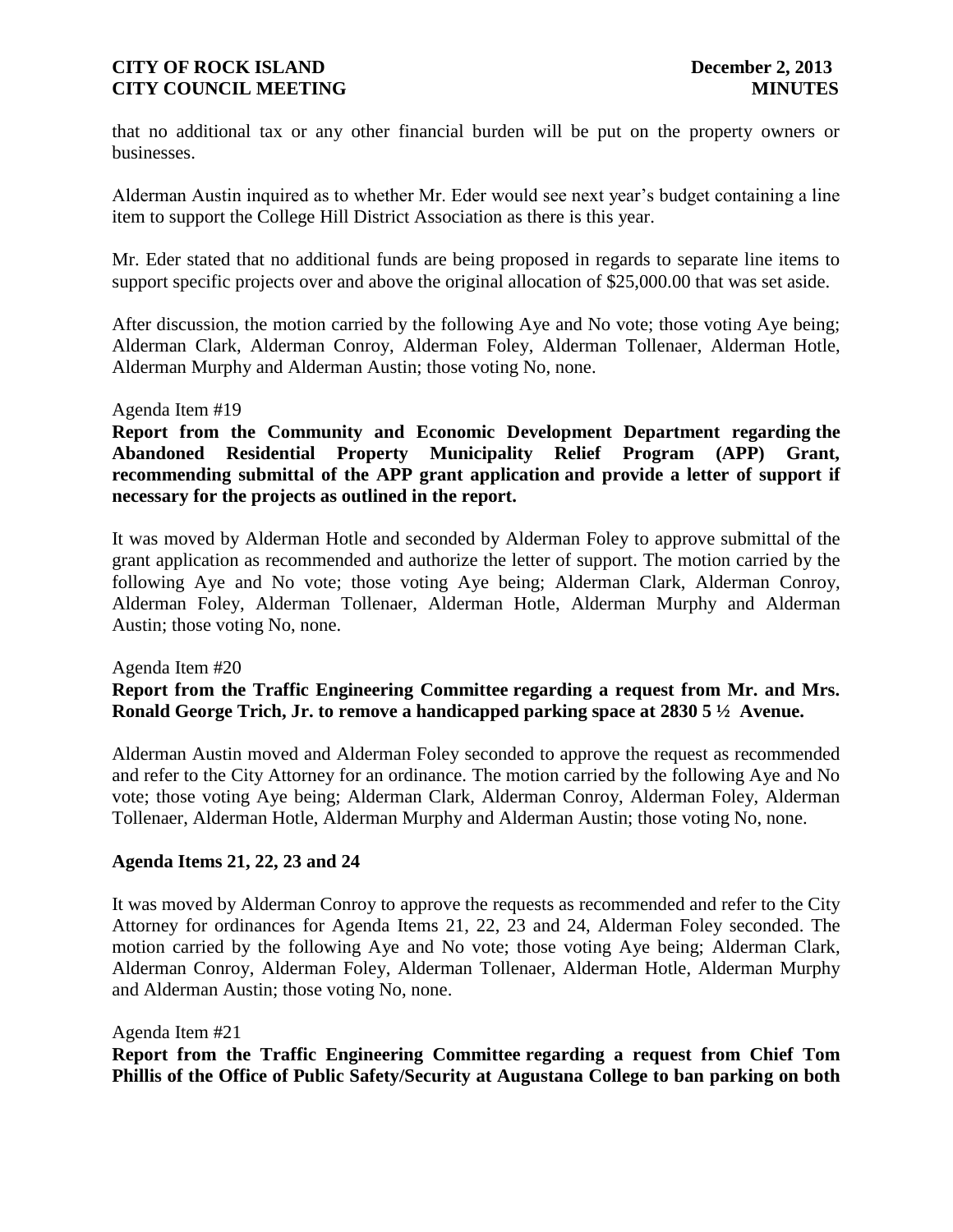that no additional tax or any other financial burden will be put on the property owners or businesses.

Alderman Austin inquired as to whether Mr. Eder would see next year's budget containing a line item to support the College Hill District Association as there is this year.

Mr. Eder stated that no additional funds are being proposed in regards to separate line items to support specific projects over and above the original allocation of $25,000.00 that was set aside.

After discussion, the motion carried by the following Aye and No vote; those voting Aye being; Alderman Clark, Alderman Conroy, Alderman Foley, Alderman Tollenaer, Alderman Hotle, Alderman Murphy and Alderman Austin; those voting No, none.

Agenda Item #19

**Report from the Community and Economic Development Department regarding the Abandoned Residential Property Municipality Relief Program (APP) Grant, recommending submittal of the APP grant application and provide a letter of support if necessary for the projects as outlined in the report.**

It was moved by Alderman Hotle and seconded by Alderman Foley to approve submittal of the grant application as recommended and authorize the letter of support. The motion carried by the following Aye and No vote; those voting Aye being; Alderman Clark, Alderman Conroy, Alderman Foley, Alderman Tollenaer, Alderman Hotle, Alderman Murphy and Alderman Austin; those voting No, none.

Agenda Item #20

**Report from the Traffic Engineering Committee regarding a request from Mr. and Mrs. Ronald George Trich, Jr. to remove a handicapped parking space at 2830 5 ½ Avenue.**

Alderman Austin moved and Alderman Foley seconded to approve the request as recommended and refer to the City Attorney for an ordinance. The motion carried by the following Aye and No vote; those voting Aye being; Alderman Clark, Alderman Conroy, Alderman Foley, Alderman Tollenaer, Alderman Hotle, Alderman Murphy and Alderman Austin; those voting No, none.

**Agenda Items 21, 22, 23 and 24**

It was moved by Alderman Conroy to approve the requests as recommended and refer to the City Attorney for ordinances for Agenda Items 21, 22, 23 and 24, Alderman Foley seconded. The motion carried by the following Aye and No vote; those voting Aye being; Alderman Clark, Alderman Conroy, Alderman Foley, Alderman Tollenaer, Alderman Hotle, Alderman Murphy and Alderman Austin; those voting No, none.

Agenda Item #21

**Report from the Traffic Engineering Committee regarding a request from Chief Tom Phillis of the Office of Public Safety/Security at Augustana College to ban parking on both**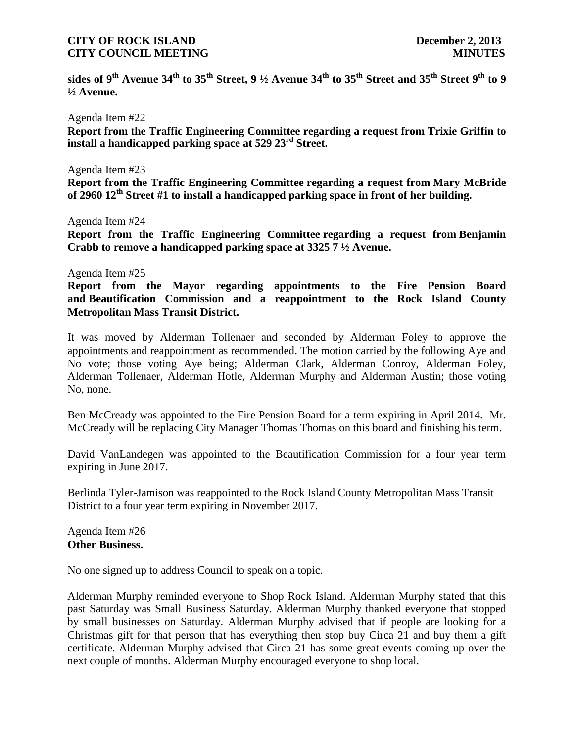**sides of 9th Avenue 34th to 35th Street, 9 ½ Avenue 34th to 35th Street and 35th Street 9th to 9 ½ Avenue.**

Agenda Item #22

**Report from the Traffic Engineering Committee regarding a request from Trixie Griffin to install a handicapped parking space at 529 23rd Street.**

Agenda Item #23

**Report from the Traffic Engineering Committee regarding a request from Mary McBride of 2960 12th Street #1 to install a handicapped parking space in front of her building.**

Agenda Item #24

**Report from the Traffic Engineering Committee regarding a request from Benjamin Crabb to remove a handicapped parking space at 3325 7 ½ Avenue.**

Agenda Item #25

**Report from the Mayor regarding appointments to the Fire Pension Board and Beautification Commission and a reappointment to the Rock Island County Metropolitan Mass Transit District.**

It was moved by Alderman Tollenaer and seconded by Alderman Foley to approve the appointments and reappointment as recommended. The motion carried by the following Aye and No vote; those voting Aye being; Alderman Clark, Alderman Conroy, Alderman Foley, Alderman Tollenaer, Alderman Hotle, Alderman Murphy and Alderman Austin; those voting No, none.

Ben McCready was appointed to the Fire Pension Board for a term expiring in April 2014. Mr. McCready will be replacing City Manager Thomas Thomas on this board and finishing his term.

David VanLandegen was appointed to the Beautification Commission for a four year term expiring in June 2017.

Berlinda Tyler-Jamison was reappointed to the Rock Island County Metropolitan Mass Transit District to a four year term expiring in November 2017.

Agenda Item #26

**Other Business.**

No one signed up to address Council to speak on a topic.

Alderman Murphy reminded everyone to Shop Rock Island. Alderman Murphy stated that this past Saturday was Small Business Saturday. Alderman Murphy thanked everyone that stopped by small businesses on Saturday. Alderman Murphy advised that if people are looking for a Christmas gift for that person that has everything then stop buy Circa 21 and buy them a gift certificate. Alderman Murphy advised that Circa 21 has some great events coming up over the next couple of months. Alderman Murphy encouraged everyone to shop local.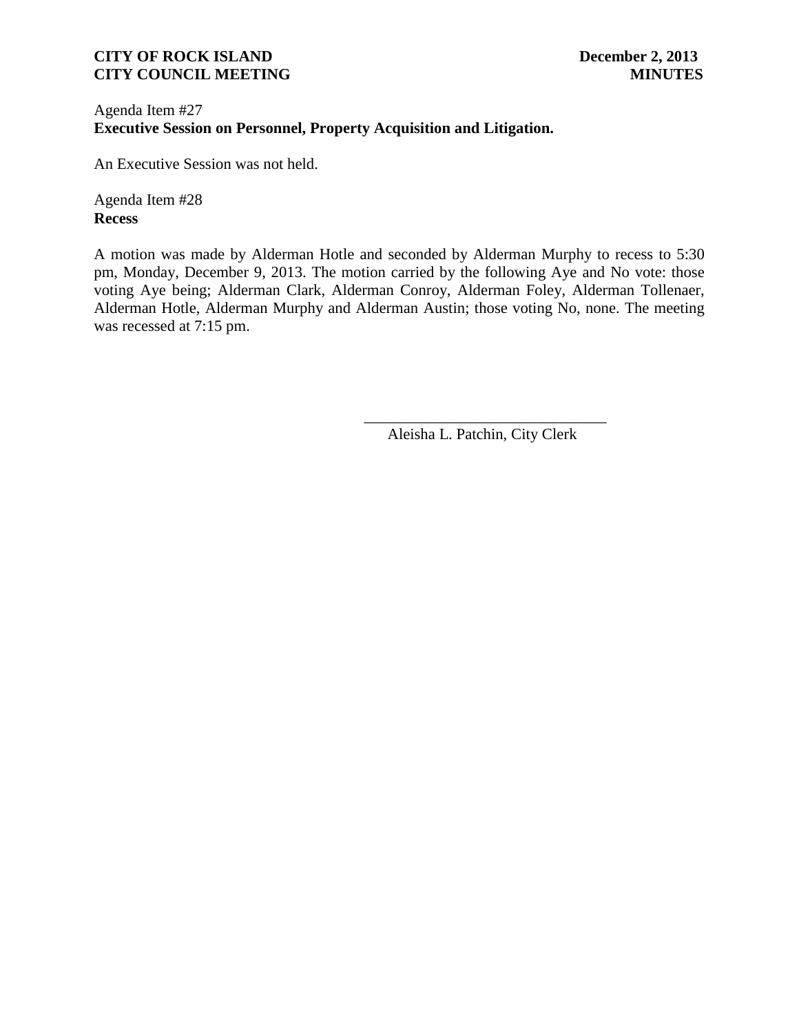Agenda Item #27
**Executive Session on Personnel, Property Acquisition and Litigation.**

An Executive Session was not held.

Agenda Item #28
**Recess**

A motion was made by Alderman Hotle and seconded by Alderman Murphy to recess to 5:30 pm, Monday, December 9, 2013. The motion carried by the following Aye and No vote: those voting Aye being; Alderman Clark, Alderman Conroy, Alderman Foley, Alderman Tollenaer, Alderman Hotle, Alderman Murphy and Alderman Austin; those voting No, none. The meeting was recessed at 7:15 pm.

______________________________
Aleisha L. Patchin, City Clerk